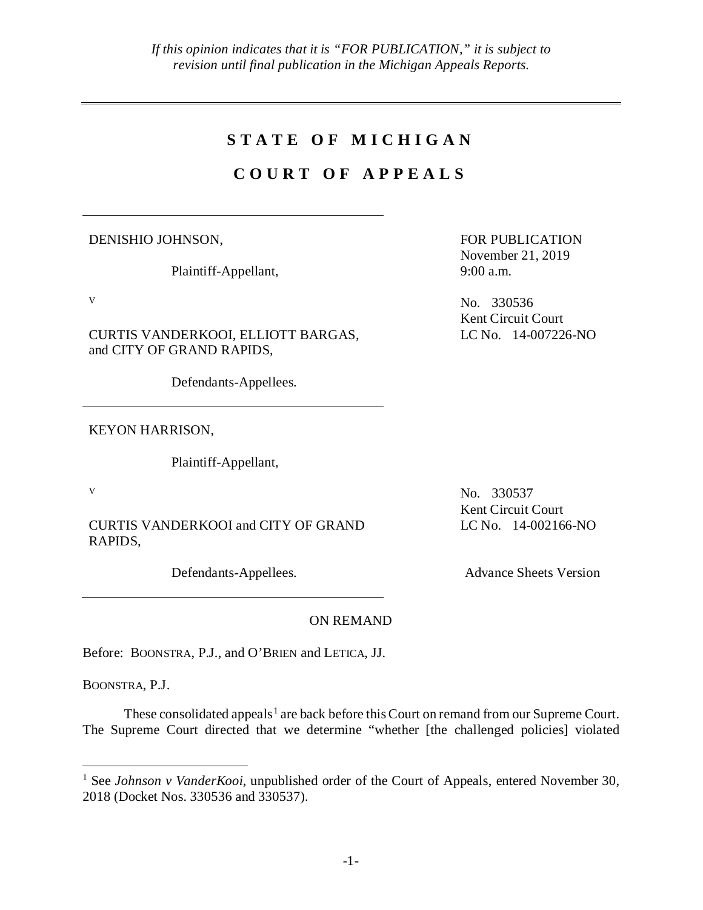*If this opinion indicates that it is "FOR PUBLICATION," it is subject to revision until final publication in the Michigan Appeals Reports.*

---

# STATE OF MICHIGAN

# COURT OF APPEALS

---

DENISHIO JOHNSON,

Plaintiff-Appellant,

v

CURTIS VANDERKOOI, ELLIOTT BARGAS, and CITY OF GRAND RAPIDS,

Defendants-Appellees.

FOR PUBLICATION
November 21, 2019
9:00 a.m.

No. 330536
Kent Circuit Court
LC No. 14-007226-NO

---

KEYON HARRISON,

Plaintiff-Appellant,

v

CURTIS VANDERKOOI and CITY OF GRAND RAPIDS,

Defendants-Appellees.

No. 330537
Kent Circuit Court
LC No. 14-002166-NO

Advance Sheets Version

---

ON REMAND

Before: BOONSTRA, P.J., and O'BRIEN and LETICA, JJ.

BOONSTRA, P.J.

These consolidated appeals[1] are back before this Court on remand from our Supreme Court. The Supreme Court directed that we determine "whether [the challenged policies] violated

---

[1] See *Johnson v VanderKooi*, unpublished order of the Court of Appeals, entered November 30, 2018 (Docket Nos. 330536 and 330537).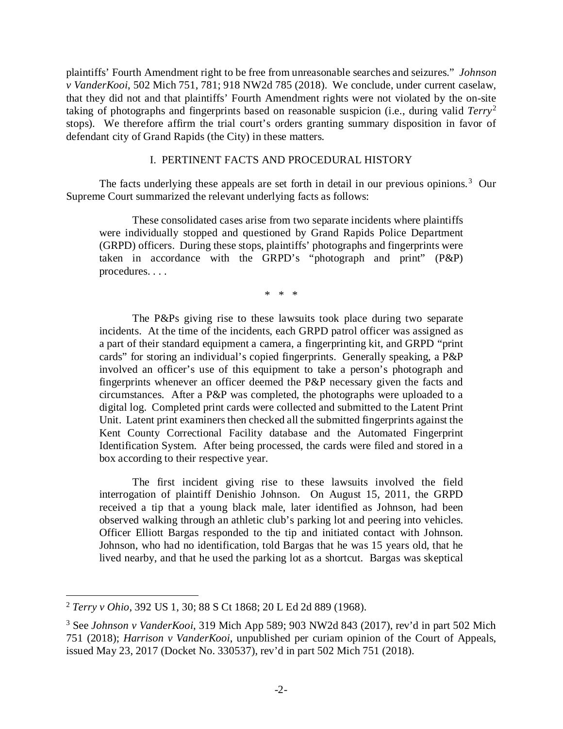plaintiffs' Fourth Amendment right to be free from unreasonable searches and seizures." *Johnson v VanderKooi*, 502 Mich 751, 781; 918 NW2d 785 (2018). We conclude, under current caselaw, that they did not and that plaintiffs' Fourth Amendment rights were not violated by the on-site taking of photographs and fingerprints based on reasonable suspicion (i.e., during valid *Terry*[2] stops). We therefore affirm the trial court's orders granting summary disposition in favor of defendant city of Grand Rapids (the City) in these matters.

## I. PERTINENT FACTS AND PROCEDURAL HISTORY

The facts underlying these appeals are set forth in detail in our previous opinions.[3] Our Supreme Court summarized the relevant underlying facts as follows:

> These consolidated cases arise from two separate incidents where plaintiffs were individually stopped and questioned by Grand Rapids Police Department (GRPD) officers. During these stops, plaintiffs' photographs and fingerprints were taken in accordance with the GRPD's "photograph and print" (P&P) procedures. . . .
>
> \* \* \*
>
> The P&Ps giving rise to these lawsuits took place during two separate incidents. At the time of the incidents, each GRPD patrol officer was assigned as a part of their standard equipment a camera, a fingerprinting kit, and GRPD "print cards" for storing an individual's copied fingerprints. Generally speaking, a P&P involved an officer's use of this equipment to take a person's photograph and fingerprints whenever an officer deemed the P&P necessary given the facts and circumstances. After a P&P was completed, the photographs were uploaded to a digital log. Completed print cards were collected and submitted to the Latent Print Unit. Latent print examiners then checked all the submitted fingerprints against the Kent County Correctional Facility database and the Automated Fingerprint Identification System. After being processed, the cards were filed and stored in a box according to their respective year.
>
> The first incident giving rise to these lawsuits involved the field interrogation of plaintiff Denishio Johnson. On August 15, 2011, the GRPD received a tip that a young black male, later identified as Johnson, had been observed walking through an athletic club's parking lot and peering into vehicles. Officer Elliott Bargas responded to the tip and initiated contact with Johnson. Johnson, who had no identification, told Bargas that he was 15 years old, that he lived nearby, and that he used the parking lot as a shortcut. Bargas was skeptical

---

[2] *Terry v Ohio*, 392 US 1, 30; 88 S Ct 1868; 20 L Ed 2d 889 (1968).

[3] See *Johnson v VanderKooi*, 319 Mich App 589; 903 NW2d 843 (2017), rev'd in part 502 Mich 751 (2018); *Harrison v VanderKooi*, unpublished per curiam opinion of the Court of Appeals, issued May 23, 2017 (Docket No. 330537), rev'd in part 502 Mich 751 (2018).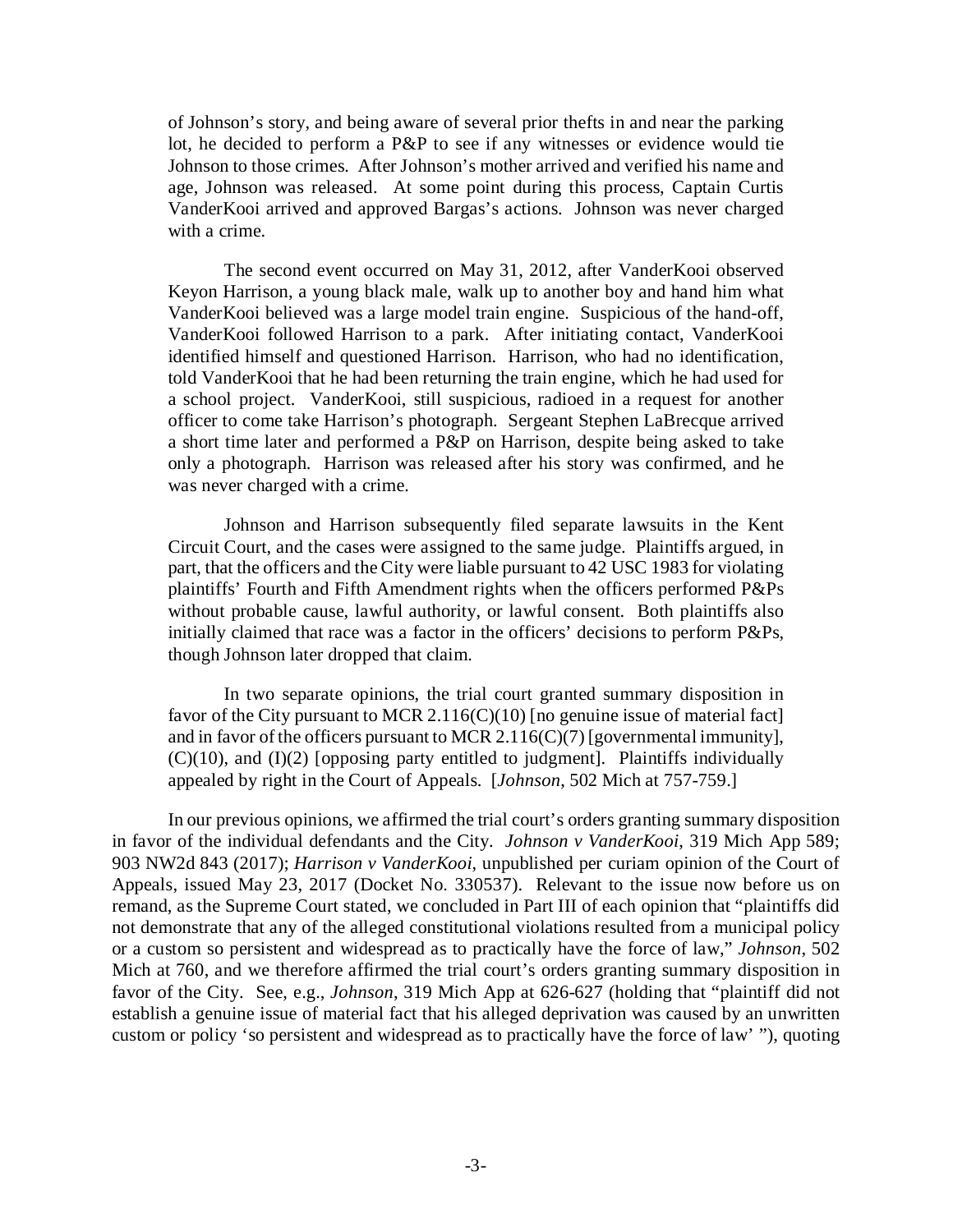> of Johnson's story, and being aware of several prior thefts in and near the parking lot, he decided to perform a P&P to see if any witnesses or evidence would tie Johnson to those crimes. After Johnson's mother arrived and verified his name and age, Johnson was released. At some point during this process, Captain Curtis VanderKooi arrived and approved Bargas's actions. Johnson was never charged with a crime.
>
> The second event occurred on May 31, 2012, after VanderKooi observed Keyon Harrison, a young black male, walk up to another boy and hand him what VanderKooi believed was a large model train engine. Suspicious of the hand-off, VanderKooi followed Harrison to a park. After initiating contact, VanderKooi identified himself and questioned Harrison. Harrison, who had no identification, told VanderKooi that he had been returning the train engine, which he had used for a school project. VanderKooi, still suspicious, radioed in a request for another officer to come take Harrison's photograph. Sergeant Stephen LaBrecque arrived a short time later and performed a P&P on Harrison, despite being asked to take only a photograph. Harrison was released after his story was confirmed, and he was never charged with a crime.
>
> Johnson and Harrison subsequently filed separate lawsuits in the Kent Circuit Court, and the cases were assigned to the same judge. Plaintiffs argued, in part, that the officers and the City were liable pursuant to 42 USC 1983 for violating plaintiffs' Fourth and Fifth Amendment rights when the officers performed P&Ps without probable cause, lawful authority, or lawful consent. Both plaintiffs also initially claimed that race was a factor in the officers' decisions to perform P&Ps, though Johnson later dropped that claim.
>
> In two separate opinions, the trial court granted summary disposition in favor of the City pursuant to MCR 2.116(C)(10) [no genuine issue of material fact] and in favor of the officers pursuant to MCR 2.116(C)(7) [governmental immunity], (C)(10), and (I)(2) [opposing party entitled to judgment]. Plaintiffs individually appealed by right in the Court of Appeals. [*Johnson*, 502 Mich at 757-759.]

In our previous opinions, we affirmed the trial court's orders granting summary disposition in favor of the individual defendants and the City. *Johnson v VanderKooi*, 319 Mich App 589; 903 NW2d 843 (2017); *Harrison v VanderKooi*, unpublished per curiam opinion of the Court of Appeals, issued May 23, 2017 (Docket No. 330537). Relevant to the issue now before us on remand, as the Supreme Court stated, we concluded in Part III of each opinion that "plaintiffs did not demonstrate that any of the alleged constitutional violations resulted from a municipal policy or a custom so persistent and widespread as to practically have the force of law," *Johnson*, 502 Mich at 760, and we therefore affirmed the trial court's orders granting summary disposition in favor of the City. See, e.g., *Johnson*, 319 Mich App at 626-627 (holding that "plaintiff did not establish a genuine issue of material fact that his alleged deprivation was caused by an unwritten custom or policy 'so persistent and widespread as to practically have the force of law' "), quoting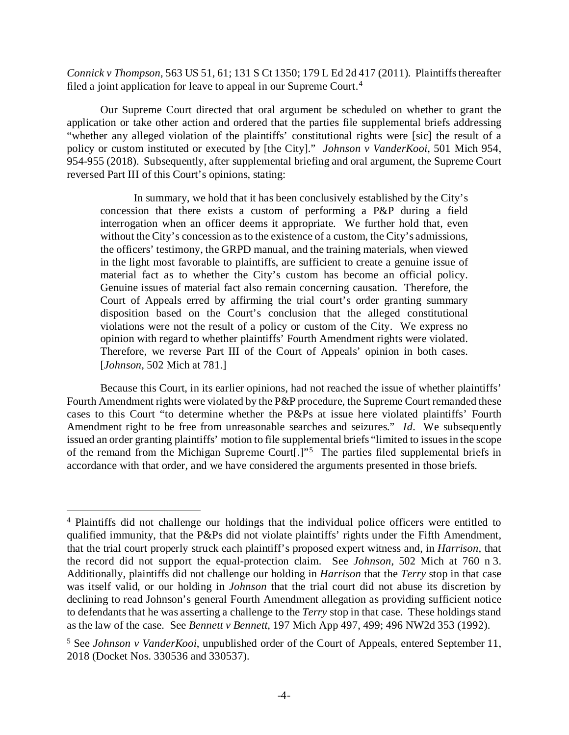*Connick v Thompson*, 563 US 51, 61; 131 S Ct 1350; 179 L Ed 2d 417 (2011). Plaintiffs thereafter filed a joint application for leave to appeal in our Supreme Court.[4]

Our Supreme Court directed that oral argument be scheduled on whether to grant the application or take other action and ordered that the parties file supplemental briefs addressing "whether any alleged violation of the plaintiffs' constitutional rights were [sic] the result of a policy or custom instituted or executed by [the City]." *Johnson v VanderKooi*, 501 Mich 954, 954-955 (2018). Subsequently, after supplemental briefing and oral argument, the Supreme Court reversed Part III of this Court's opinions, stating:

> In summary, we hold that it has been conclusively established by the City's concession that there exists a custom of performing a P&P during a field interrogation when an officer deems it appropriate. We further hold that, even without the City's concession as to the existence of a custom, the City's admissions, the officers' testimony, the GRPD manual, and the training materials, when viewed in the light most favorable to plaintiffs, are sufficient to create a genuine issue of material fact as to whether the City's custom has become an official policy. Genuine issues of material fact also remain concerning causation. Therefore, the Court of Appeals erred by affirming the trial court's order granting summary disposition based on the Court's conclusion that the alleged constitutional violations were not the result of a policy or custom of the City. We express no opinion with regard to whether plaintiffs' Fourth Amendment rights were violated. Therefore, we reverse Part III of the Court of Appeals' opinion in both cases. [*Johnson*, 502 Mich at 781.]

Because this Court, in its earlier opinions, had not reached the issue of whether plaintiffs' Fourth Amendment rights were violated by the P&P procedure, the Supreme Court remanded these cases to this Court "to determine whether the P&Ps at issue here violated plaintiffs' Fourth Amendment right to be free from unreasonable searches and seizures." *Id*. We subsequently issued an order granting plaintiffs' motion to file supplemental briefs "limited to issues in the scope of the remand from the Michigan Supreme Court[.]"[5] The parties filed supplemental briefs in accordance with that order, and we have considered the arguments presented in those briefs.

---

[4] Plaintiffs did not challenge our holdings that the individual police officers were entitled to qualified immunity, that the P&Ps did not violate plaintiffs' rights under the Fifth Amendment, that the trial court properly struck each plaintiff's proposed expert witness and, in *Harrison*, that the record did not support the equal-protection claim. See *Johnson*, 502 Mich at 760 n 3. Additionally, plaintiffs did not challenge our holding in *Harrison* that the *Terry* stop in that case was itself valid, or our holding in *Johnson* that the trial court did not abuse its discretion by declining to read Johnson's general Fourth Amendment allegation as providing sufficient notice to defendants that he was asserting a challenge to the *Terry* stop in that case. These holdings stand as the law of the case. See *Bennett v Bennett*, 197 Mich App 497, 499; 496 NW2d 353 (1992).

[5] See *Johnson v VanderKooi*, unpublished order of the Court of Appeals, entered September 11, 2018 (Docket Nos. 330536 and 330537).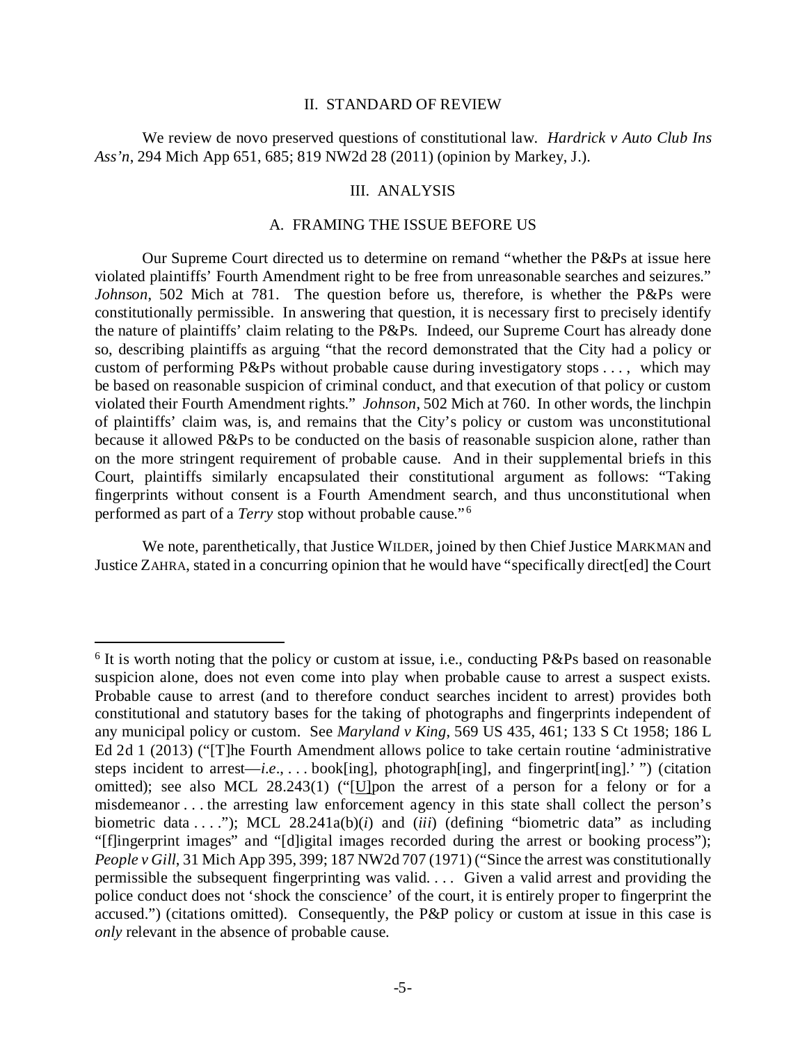## II. STANDARD OF REVIEW

We review de novo preserved questions of constitutional law. *Hardrick v Auto Club Ins Ass'n*, 294 Mich App 651, 685; 819 NW2d 28 (2011) (opinion by Markey, J.).

## III. ANALYSIS

### A. FRAMING THE ISSUE BEFORE US

Our Supreme Court directed us to determine on remand "whether the P&Ps at issue here violated plaintiffs' Fourth Amendment right to be free from unreasonable searches and seizures." *Johnson*, 502 Mich at 781. The question before us, therefore, is whether the P&Ps were constitutionally permissible. In answering that question, it is necessary first to precisely identify the nature of plaintiffs' claim relating to the P&Ps. Indeed, our Supreme Court has already done so, describing plaintiffs as arguing "that the record demonstrated that the City had a policy or custom of performing P&Ps without probable cause during investigatory stops . . . , which may be based on reasonable suspicion of criminal conduct, and that execution of that policy or custom violated their Fourth Amendment rights." *Johnson*, 502 Mich at 760. In other words, the linchpin of plaintiffs' claim was, is, and remains that the City's policy or custom was unconstitutional because it allowed P&Ps to be conducted on the basis of reasonable suspicion alone, rather than on the more stringent requirement of probable cause. And in their supplemental briefs in this Court, plaintiffs similarly encapsulated their constitutional argument as follows: "Taking fingerprints without consent is a Fourth Amendment search, and thus unconstitutional when performed as part of a *Terry* stop without probable cause."[6]

We note, parenthetically, that Justice WILDER, joined by then Chief Justice MARKMAN and Justice ZAHRA, stated in a concurring opinion that he would have "specifically direct[ed] the Court

---

[6] It is worth noting that the policy or custom at issue, i.e., conducting P&Ps based on reasonable suspicion alone, does not even come into play when probable cause to arrest a suspect exists. Probable cause to arrest (and to therefore conduct searches incident to arrest) provides both constitutional and statutory bases for the taking of photographs and fingerprints independent of any municipal policy or custom. See *Maryland v King*, 569 US 435, 461; 133 S Ct 1958; 186 L Ed 2d 1 (2013) ("[T]he Fourth Amendment allows police to take certain routine 'administrative steps incident to arrest—*i.e.*, . . . book[ing], photograph[ing], and fingerprint[ing].' ") (citation omitted); see also MCL 28.243(1) ("[U]pon the arrest of a person for a felony or for a misdemeanor . . . the arresting law enforcement agency in this state shall collect the person's biometric data . . . ."); MCL 28.241a(b)(*i*) and (*iii*) (defining "biometric data" as including "[f]ingerprint images" and "[d]igital images recorded during the arrest or booking process"); *People v Gill*, 31 Mich App 395, 399; 187 NW2d 707 (1971) ("Since the arrest was constitutionally permissible the subsequent fingerprinting was valid. . . . Given a valid arrest and providing the police conduct does not 'shock the conscience' of the court, it is entirely proper to fingerprint the accused.") (citations omitted). Consequently, the P&P policy or custom at issue in this case is *only* relevant in the absence of probable cause.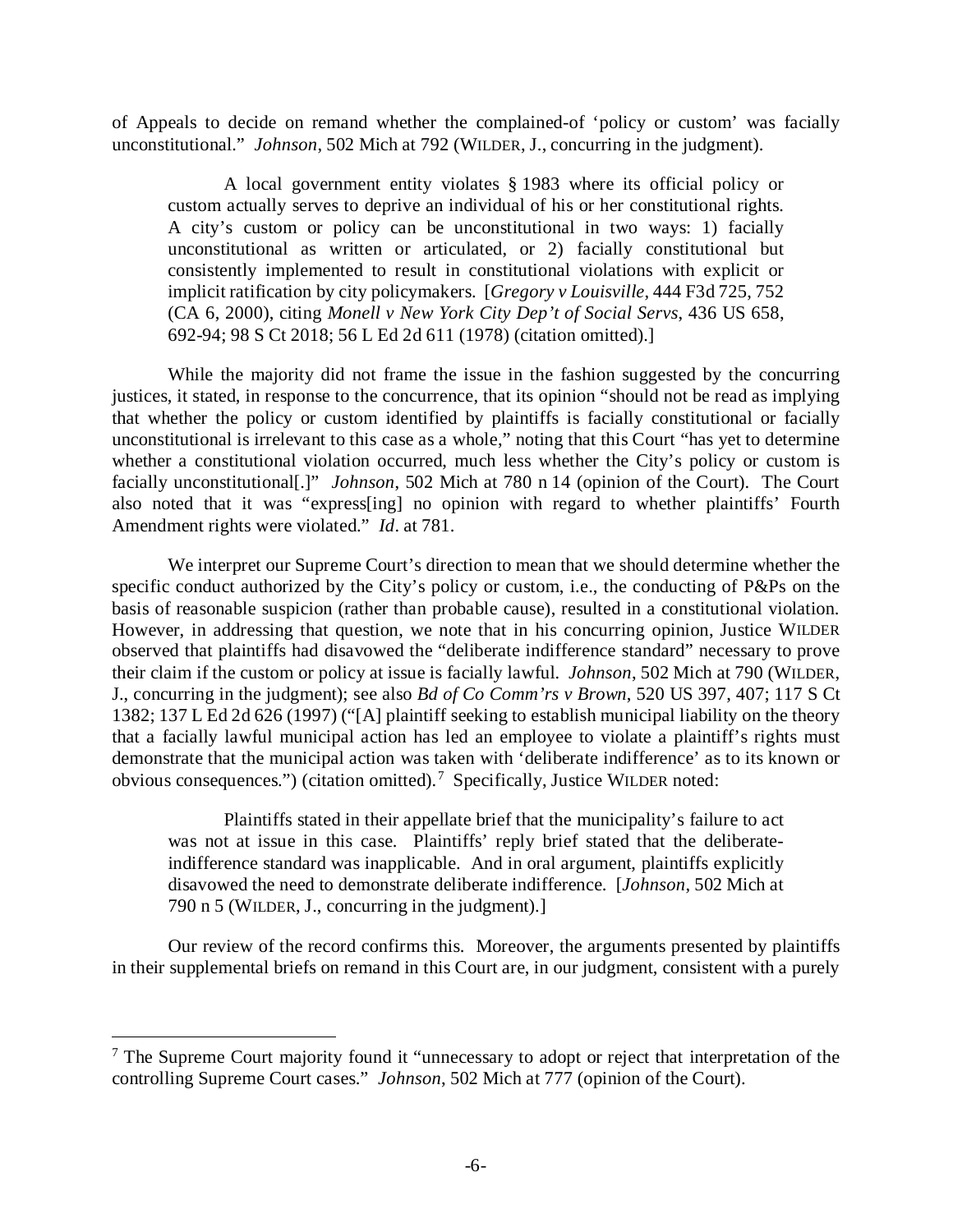of Appeals to decide on remand whether the complained-of 'policy or custom' was facially unconstitutional." *Johnson*, 502 Mich at 792 (WILDER, J., concurring in the judgment).

> A local government entity violates § 1983 where its official policy or custom actually serves to deprive an individual of his or her constitutional rights. A city's custom or policy can be unconstitutional in two ways: 1) facially unconstitutional as written or articulated, or 2) facially constitutional but consistently implemented to result in constitutional violations with explicit or implicit ratification by city policymakers. [*Gregory v Louisville*, 444 F3d 725, 752 (CA 6, 2000), citing *Monell v New York City Dep't of Social Servs*, 436 US 658, 692-94; 98 S Ct 2018; 56 L Ed 2d 611 (1978) (citation omitted).]

While the majority did not frame the issue in the fashion suggested by the concurring justices, it stated, in response to the concurrence, that its opinion "should not be read as implying that whether the policy or custom identified by plaintiffs is facially constitutional or facially unconstitutional is irrelevant to this case as a whole," noting that this Court "has yet to determine whether a constitutional violation occurred, much less whether the City's policy or custom is facially unconstitutional[.]" *Johnson*, 502 Mich at 780 n 14 (opinion of the Court). The Court also noted that it was "express[ing] no opinion with regard to whether plaintiffs' Fourth Amendment rights were violated." *Id*. at 781.

We interpret our Supreme Court's direction to mean that we should determine whether the specific conduct authorized by the City's policy or custom, i.e., the conducting of P&Ps on the basis of reasonable suspicion (rather than probable cause), resulted in a constitutional violation. However, in addressing that question, we note that in his concurring opinion, Justice WILDER observed that plaintiffs had disavowed the "deliberate indifference standard" necessary to prove their claim if the custom or policy at issue is facially lawful. *Johnson*, 502 Mich at 790 (WILDER, J., concurring in the judgment); see also *Bd of Co Comm'rs v Brown*, 520 US 397, 407; 117 S Ct 1382; 137 L Ed 2d 626 (1997) ("[A] plaintiff seeking to establish municipal liability on the theory that a facially lawful municipal action has led an employee to violate a plaintiff's rights must demonstrate that the municipal action was taken with 'deliberate indifference' as to its known or obvious consequences.") (citation omitted).[7] Specifically, Justice WILDER noted:

> Plaintiffs stated in their appellate brief that the municipality's failure to act was not at issue in this case. Plaintiffs' reply brief stated that the deliberate-indifference standard was inapplicable. And in oral argument, plaintiffs explicitly disavowed the need to demonstrate deliberate indifference. [*Johnson*, 502 Mich at 790 n 5 (WILDER, J., concurring in the judgment).]

Our review of the record confirms this. Moreover, the arguments presented by plaintiffs in their supplemental briefs on remand in this Court are, in our judgment, consistent with a purely

---

[7] The Supreme Court majority found it "unnecessary to adopt or reject that interpretation of the controlling Supreme Court cases." *Johnson*, 502 Mich at 777 (opinion of the Court).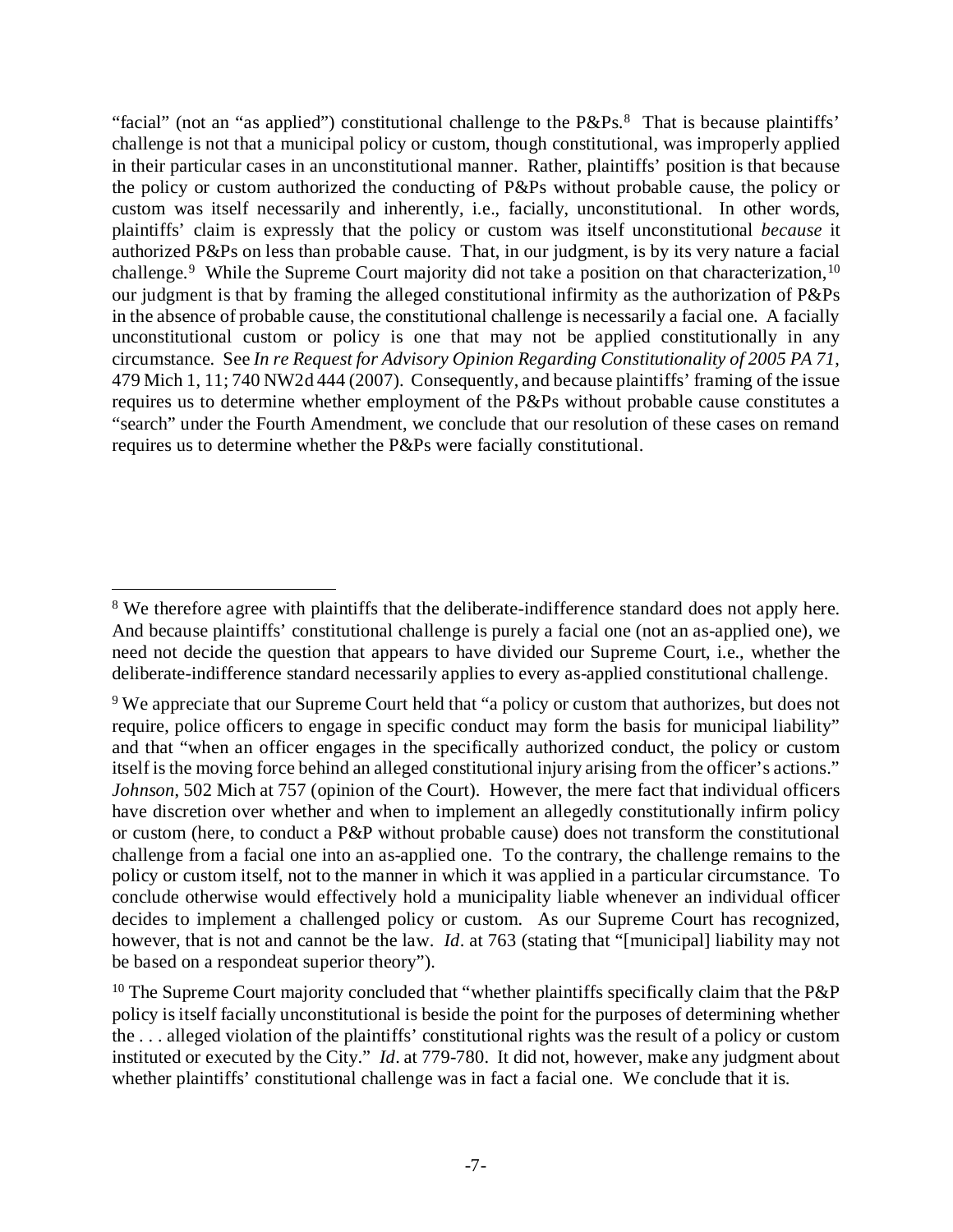"facial" (not an "as applied") constitutional challenge to the P&Ps.[8] That is because plaintiffs' challenge is not that a municipal policy or custom, though constitutional, was improperly applied in their particular cases in an unconstitutional manner. Rather, plaintiffs' position is that because the policy or custom authorized the conducting of P&Ps without probable cause, the policy or custom was itself necessarily and inherently, i.e., facially, unconstitutional. In other words, plaintiffs' claim is expressly that the policy or custom was itself unconstitutional *because* it authorized P&Ps on less than probable cause. That, in our judgment, is by its very nature a facial challenge.[9] While the Supreme Court majority did not take a position on that characterization,[10] our judgment is that by framing the alleged constitutional infirmity as the authorization of P&Ps in the absence of probable cause, the constitutional challenge is necessarily a facial one. A facially unconstitutional custom or policy is one that may not be applied constitutionally in any circumstance. See *In re Request for Advisory Opinion Regarding Constitutionality of 2005 PA 71*, 479 Mich 1, 11; 740 NW2d 444 (2007). Consequently, and because plaintiffs' framing of the issue requires us to determine whether employment of the P&Ps without probable cause constitutes a "search" under the Fourth Amendment, we conclude that our resolution of these cases on remand requires us to determine whether the P&Ps were facially constitutional.

---

[8] We therefore agree with plaintiffs that the deliberate-indifference standard does not apply here. And because plaintiffs' constitutional challenge is purely a facial one (not an as-applied one), we need not decide the question that appears to have divided our Supreme Court, i.e., whether the deliberate-indifference standard necessarily applies to every as-applied constitutional challenge.

[9] We appreciate that our Supreme Court held that "a policy or custom that authorizes, but does not require, police officers to engage in specific conduct may form the basis for municipal liability" and that "when an officer engages in the specifically authorized conduct, the policy or custom itself is the moving force behind an alleged constitutional injury arising from the officer's actions." *Johnson*, 502 Mich at 757 (opinion of the Court). However, the mere fact that individual officers have discretion over whether and when to implement an allegedly constitutionally infirm policy or custom (here, to conduct a P&P without probable cause) does not transform the constitutional challenge from a facial one into an as-applied one. To the contrary, the challenge remains to the policy or custom itself, not to the manner in which it was applied in a particular circumstance. To conclude otherwise would effectively hold a municipality liable whenever an individual officer decides to implement a challenged policy or custom. As our Supreme Court has recognized, however, that is not and cannot be the law. *Id*. at 763 (stating that "[municipal] liability may not be based on a respondeat superior theory").

[10] The Supreme Court majority concluded that "whether plaintiffs specifically claim that the P&P policy is itself facially unconstitutional is beside the point for the purposes of determining whether the . . . alleged violation of the plaintiffs' constitutional rights was the result of a policy or custom instituted or executed by the City." *Id*. at 779-780. It did not, however, make any judgment about whether plaintiffs' constitutional challenge was in fact a facial one. We conclude that it is.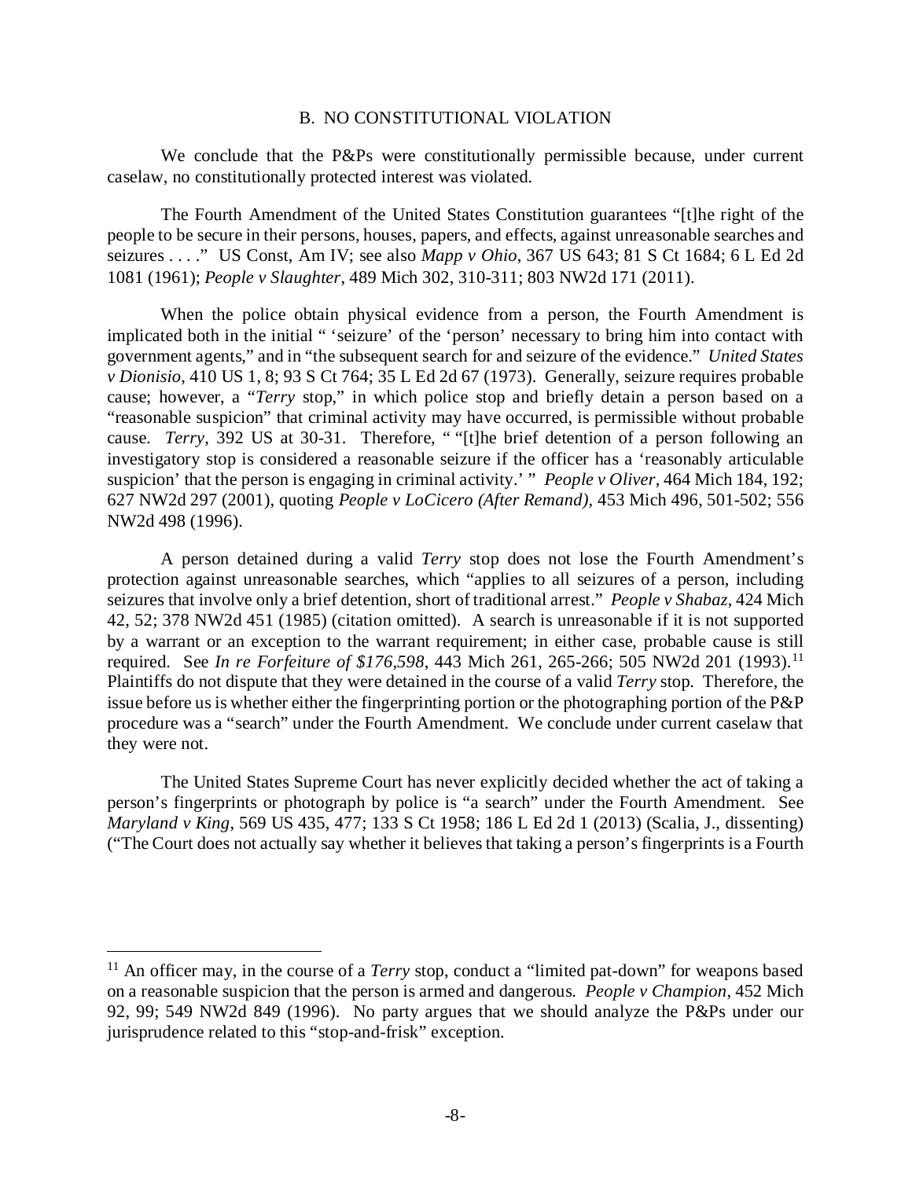## B. NO CONSTITUTIONAL VIOLATION

We conclude that the P&Ps were constitutionally permissible because, under current caselaw, no constitutionally protected interest was violated.

The Fourth Amendment of the United States Constitution guarantees "[t]he right of the people to be secure in their persons, houses, papers, and effects, against unreasonable searches and seizures . . . ." US Const, Am IV; see also *Mapp v Ohio*, 367 US 643; 81 S Ct 1684; 6 L Ed 2d 1081 (1961); *People v Slaughter*, 489 Mich 302, 310-311; 803 NW2d 171 (2011).

When the police obtain physical evidence from a person, the Fourth Amendment is implicated both in the initial " 'seizure' of the 'person' necessary to bring him into contact with government agents," and in "the subsequent search for and seizure of the evidence." *United States v Dionisio*, 410 US 1, 8; 93 S Ct 764; 35 L Ed 2d 67 (1973). Generally, seizure requires probable cause; however, a "*Terry* stop," in which police stop and briefly detain a person based on a "reasonable suspicion" that criminal activity may have occurred, is permissible without probable cause. *Terry*, 392 US at 30-31. Therefore, " "[t]he brief detention of a person following an investigatory stop is considered a reasonable seizure if the officer has a 'reasonably articulable suspicion' that the person is engaging in criminal activity.' " *People v Oliver*, 464 Mich 184, 192; 627 NW2d 297 (2001), quoting *People v LoCicero (After Remand)*, 453 Mich 496, 501-502; 556 NW2d 498 (1996).

A person detained during a valid *Terry* stop does not lose the Fourth Amendment's protection against unreasonable searches, which "applies to all seizures of a person, including seizures that involve only a brief detention, short of traditional arrest." *People v Shabaz*, 424 Mich 42, 52; 378 NW2d 451 (1985) (citation omitted). A search is unreasonable if it is not supported by a warrant or an exception to the warrant requirement; in either case, probable cause is still required. See *In re Forfeiture of $176,598*, 443 Mich 261, 265-266; 505 NW2d 201 (1993).[11] Plaintiffs do not dispute that they were detained in the course of a valid *Terry* stop. Therefore, the issue before us is whether either the fingerprinting portion or the photographing portion of the P&P procedure was a "search" under the Fourth Amendment. We conclude under current caselaw that they were not.

The United States Supreme Court has never explicitly decided whether the act of taking a person's fingerprints or photograph by police is "a search" under the Fourth Amendment. See *Maryland v King*, 569 US 435, 477; 133 S Ct 1958; 186 L Ed 2d 1 (2013) (Scalia, J., dissenting) ("The Court does not actually say whether it believes that taking a person's fingerprints is a Fourth

---

[11] An officer may, in the course of a *Terry* stop, conduct a "limited pat-down" for weapons based on a reasonable suspicion that the person is armed and dangerous. *People v Champion*, 452 Mich 92, 99; 549 NW2d 849 (1996). No party argues that we should analyze the P&Ps under our jurisprudence related to this "stop-and-frisk" exception.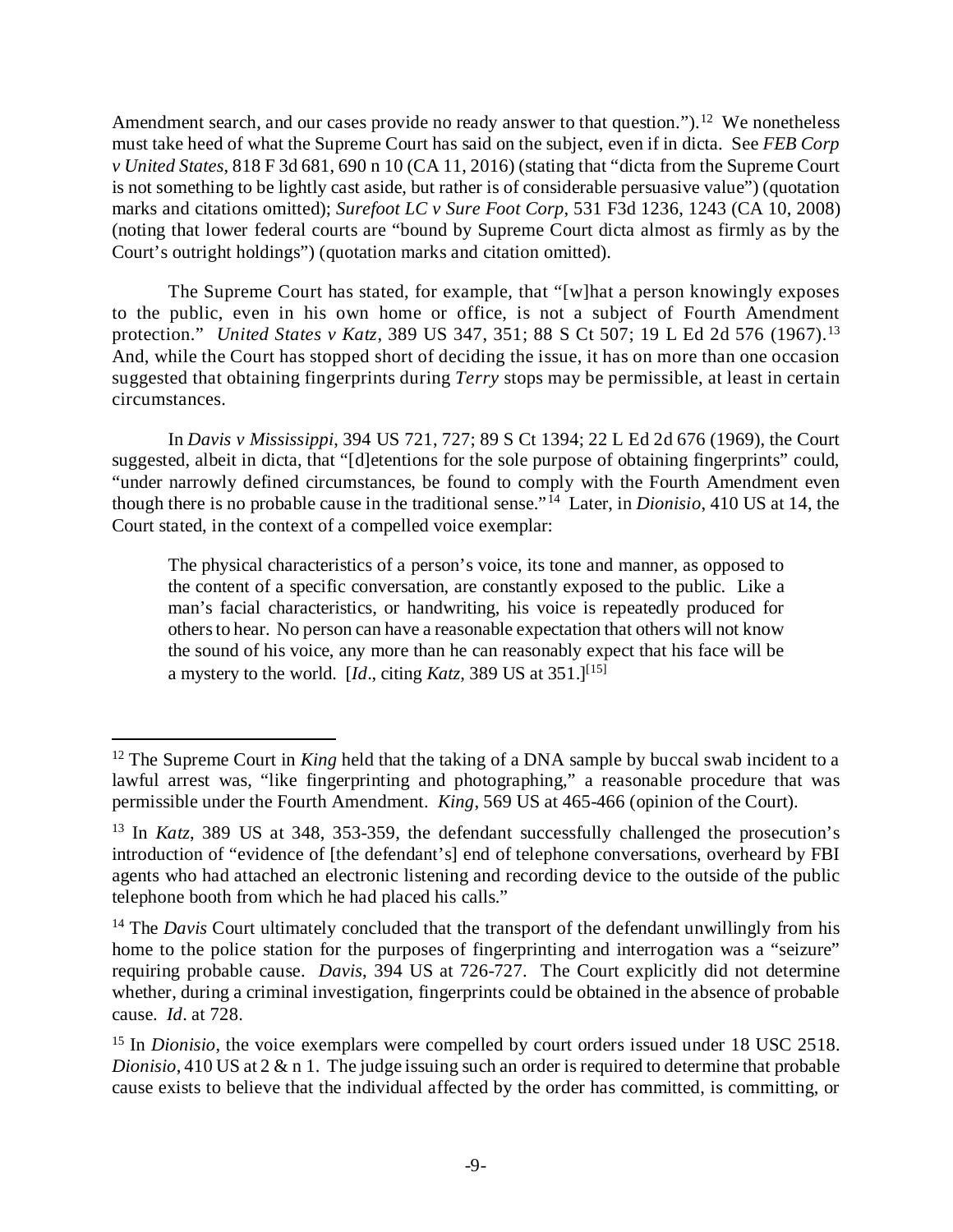Amendment search, and our cases provide no ready answer to that question.").[12] We nonetheless must take heed of what the Supreme Court has said on the subject, even if in dicta. See *FEB Corp v United States*, 818 F 3d 681, 690 n 10 (CA 11, 2016) (stating that "dicta from the Supreme Court is not something to be lightly cast aside, but rather is of considerable persuasive value") (quotation marks and citations omitted); *Surefoot LC v Sure Foot Corp*, 531 F3d 1236, 1243 (CA 10, 2008) (noting that lower federal courts are "bound by Supreme Court dicta almost as firmly as by the Court's outright holdings") (quotation marks and citation omitted).

The Supreme Court has stated, for example, that "[w]hat a person knowingly exposes to the public, even in his own home or office, is not a subject of Fourth Amendment protection." *United States v Katz*, 389 US 347, 351; 88 S Ct 507; 19 L Ed 2d 576 (1967).[13] And, while the Court has stopped short of deciding the issue, it has on more than one occasion suggested that obtaining fingerprints during *Terry* stops may be permissible, at least in certain circumstances.

In *Davis v Mississippi*, 394 US 721, 727; 89 S Ct 1394; 22 L Ed 2d 676 (1969), the Court suggested, albeit in dicta, that "[d]etentions for the sole purpose of obtaining fingerprints" could, "under narrowly defined circumstances, be found to comply with the Fourth Amendment even though there is no probable cause in the traditional sense."[14] Later, in *Dionisio*, 410 US at 14, the Court stated, in the context of a compelled voice exemplar:

> The physical characteristics of a person's voice, its tone and manner, as opposed to the content of a specific conversation, are constantly exposed to the public. Like a man's facial characteristics, or handwriting, his voice is repeatedly produced for others to hear. No person can have a reasonable expectation that others will not know the sound of his voice, any more than he can reasonably expect that his face will be a mystery to the world. [*Id*., citing *Katz*, 389 US at 351.][15]

---

[12] The Supreme Court in *King* held that the taking of a DNA sample by buccal swab incident to a lawful arrest was, "like fingerprinting and photographing," a reasonable procedure that was permissible under the Fourth Amendment. *King*, 569 US at 465-466 (opinion of the Court).

[13] In *Katz*, 389 US at 348, 353-359, the defendant successfully challenged the prosecution's introduction of "evidence of [the defendant's] end of telephone conversations, overheard by FBI agents who had attached an electronic listening and recording device to the outside of the public telephone booth from which he had placed his calls."

[14] The *Davis* Court ultimately concluded that the transport of the defendant unwillingly from his home to the police station for the purposes of fingerprinting and interrogation was a "seizure" requiring probable cause. *Davis*, 394 US at 726-727. The Court explicitly did not determine whether, during a criminal investigation, fingerprints could be obtained in the absence of probable cause. *Id*. at 728.

[15] In *Dionisio*, the voice exemplars were compelled by court orders issued under 18 USC 2518. *Dionisio*, 410 US at 2 & n 1. The judge issuing such an order is required to determine that probable cause exists to believe that the individual affected by the order has committed, is committing, or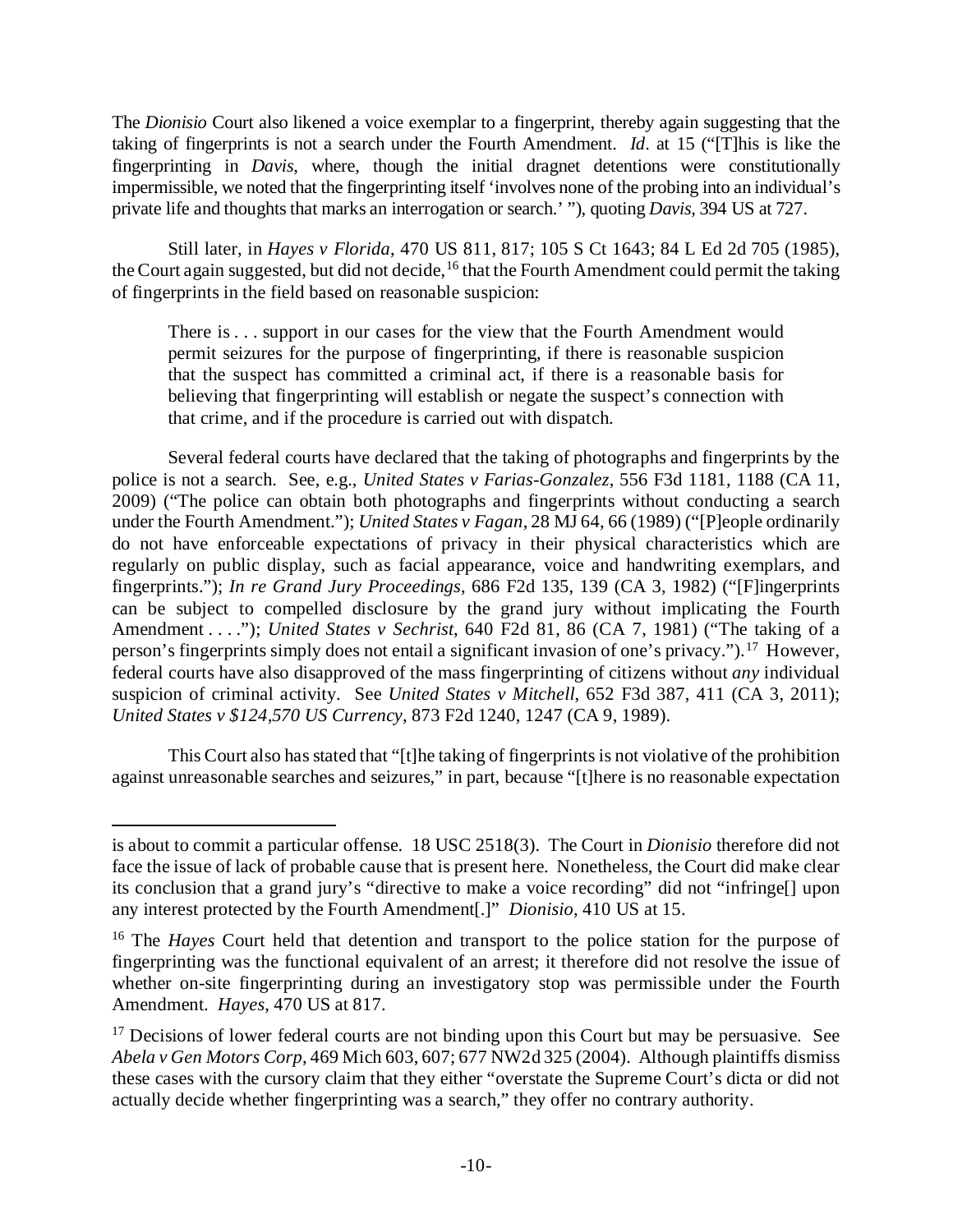The *Dionisio* Court also likened a voice exemplar to a fingerprint, thereby again suggesting that the taking of fingerprints is not a search under the Fourth Amendment. *Id*. at 15 ("[T]his is like the fingerprinting in *Davis*, where, though the initial dragnet detentions were constitutionally impermissible, we noted that the fingerprinting itself 'involves none of the probing into an individual's private life and thoughts that marks an interrogation or search.' "), quoting *Davis*, 394 US at 727.

Still later, in *Hayes v Florida*, 470 US 811, 817; 105 S Ct 1643; 84 L Ed 2d 705 (1985), the Court again suggested, but did not decide,[16] that the Fourth Amendment could permit the taking of fingerprints in the field based on reasonable suspicion:

> There is . . . support in our cases for the view that the Fourth Amendment would permit seizures for the purpose of fingerprinting, if there is reasonable suspicion that the suspect has committed a criminal act, if there is a reasonable basis for believing that fingerprinting will establish or negate the suspect's connection with that crime, and if the procedure is carried out with dispatch.

Several federal courts have declared that the taking of photographs and fingerprints by the police is not a search. See, e.g., *United States v Farias-Gonzalez*, 556 F3d 1181, 1188 (CA 11, 2009) ("The police can obtain both photographs and fingerprints without conducting a search under the Fourth Amendment."); *United States v Fagan*, 28 MJ 64, 66 (1989) ("[P]eople ordinarily do not have enforceable expectations of privacy in their physical characteristics which are regularly on public display, such as facial appearance, voice and handwriting exemplars, and fingerprints."); *In re Grand Jury Proceedings*, 686 F2d 135, 139 (CA 3, 1982) ("[F]ingerprints can be subject to compelled disclosure by the grand jury without implicating the Fourth Amendment . . . ."); *United States v Sechrist*, 640 F2d 81, 86 (CA 7, 1981) ("The taking of a person's fingerprints simply does not entail a significant invasion of one's privacy.").[17] However, federal courts have also disapproved of the mass fingerprinting of citizens without *any* individual suspicion of criminal activity. See *United States v Mitchell*, 652 F3d 387, 411 (CA 3, 2011); *United States v $124,570 US Currency*, 873 F2d 1240, 1247 (CA 9, 1989).

This Court also has stated that "[t]he taking of fingerprints is not violative of the prohibition against unreasonable searches and seizures," in part, because "[t]here is no reasonable expectation

---

is about to commit a particular offense. 18 USC 2518(3). The Court in *Dionisio* therefore did not face the issue of lack of probable cause that is present here. Nonetheless, the Court did make clear its conclusion that a grand jury's "directive to make a voice recording" did not "infringe[] upon any interest protected by the Fourth Amendment[.]" *Dionisio*, 410 US at 15.

[16] The *Hayes* Court held that detention and transport to the police station for the purpose of fingerprinting was the functional equivalent of an arrest; it therefore did not resolve the issue of whether on-site fingerprinting during an investigatory stop was permissible under the Fourth Amendment. *Hayes*, 470 US at 817.

[17] Decisions of lower federal courts are not binding upon this Court but may be persuasive. See *Abela v Gen Motors Corp*, 469 Mich 603, 607; 677 NW2d 325 (2004). Although plaintiffs dismiss these cases with the cursory claim that they either "overstate the Supreme Court's dicta or did not actually decide whether fingerprinting was a search," they offer no contrary authority.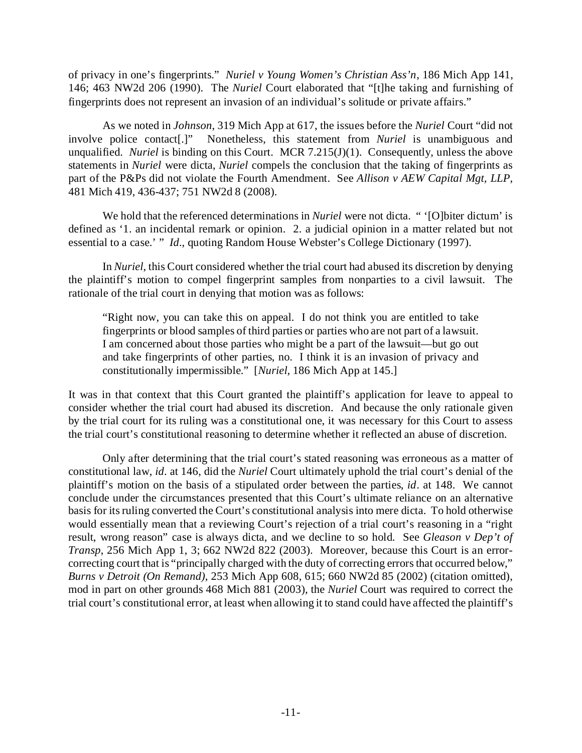of privacy in one's fingerprints." *Nuriel v Young Women's Christian Ass'n*, 186 Mich App 141, 146; 463 NW2d 206 (1990). The *Nuriel* Court elaborated that "[t]he taking and furnishing of fingerprints does not represent an invasion of an individual's solitude or private affairs."

As we noted in *Johnson*, 319 Mich App at 617, the issues before the *Nuriel* Court "did not involve police contact[.]" Nonetheless, this statement from *Nuriel* is unambiguous and unqualified. *Nuriel* is binding on this Court. MCR 7.215(J)(1). Consequently, unless the above statements in *Nuriel* were dicta, *Nuriel* compels the conclusion that the taking of fingerprints as part of the P&Ps did not violate the Fourth Amendment. See *Allison v AEW Capital Mgt, LLP*, 481 Mich 419, 436-437; 751 NW2d 8 (2008).

We hold that the referenced determinations in *Nuriel* were not dicta. " '[O]biter dictum' is defined as '1. an incidental remark or opinion. 2. a judicial opinion in a matter related but not essential to a case.' " *Id*., quoting Random House Webster's College Dictionary (1997).

In *Nuriel*, this Court considered whether the trial court had abused its discretion by denying the plaintiff's motion to compel fingerprint samples from nonparties to a civil lawsuit. The rationale of the trial court in denying that motion was as follows:

> "Right now, you can take this on appeal. I do not think you are entitled to take fingerprints or blood samples of third parties or parties who are not part of a lawsuit. I am concerned about those parties who might be a part of the lawsuit—but go out and take fingerprints of other parties, no. I think it is an invasion of privacy and constitutionally impermissible." [*Nuriel*, 186 Mich App at 145.]

It was in that context that this Court granted the plaintiff's application for leave to appeal to consider whether the trial court had abused its discretion. And because the only rationale given by the trial court for its ruling was a constitutional one, it was necessary for this Court to assess the trial court's constitutional reasoning to determine whether it reflected an abuse of discretion.

Only after determining that the trial court's stated reasoning was erroneous as a matter of constitutional law, *id*. at 146, did the *Nuriel* Court ultimately uphold the trial court's denial of the plaintiff's motion on the basis of a stipulated order between the parties, *id*. at 148. We cannot conclude under the circumstances presented that this Court's ultimate reliance on an alternative basis for its ruling converted the Court's constitutional analysis into mere dicta. To hold otherwise would essentially mean that a reviewing Court's rejection of a trial court's reasoning in a "right result, wrong reason" case is always dicta, and we decline to so hold. See *Gleason v Dep't of Transp*, 256 Mich App 1, 3; 662 NW2d 822 (2003). Moreover, because this Court is an error-correcting court that is "principally charged with the duty of correcting errors that occurred below," *Burns v Detroit (On Remand)*, 253 Mich App 608, 615; 660 NW2d 85 (2002) (citation omitted), mod in part on other grounds 468 Mich 881 (2003), the *Nuriel* Court was required to correct the trial court's constitutional error, at least when allowing it to stand could have affected the plaintiff's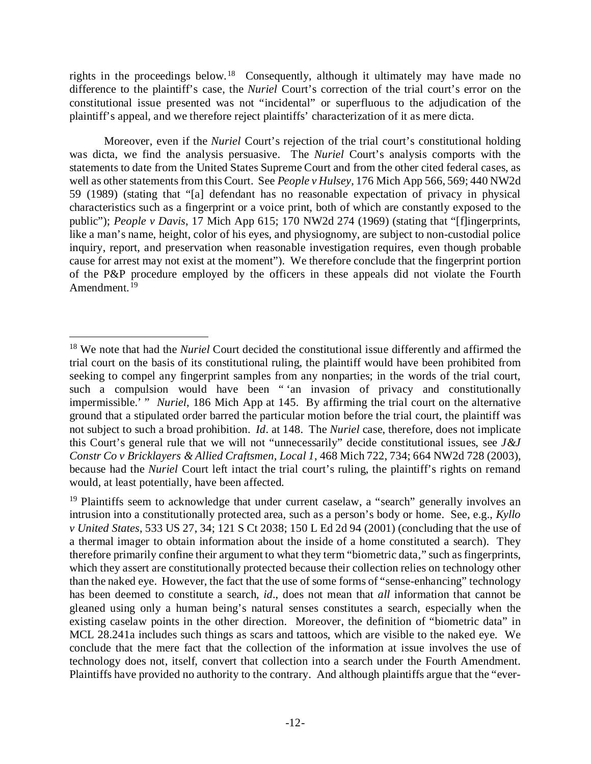rights in the proceedings below.[18] Consequently, although it ultimately may have made no difference to the plaintiff's case, the *Nuriel* Court's correction of the trial court's error on the constitutional issue presented was not "incidental" or superfluous to the adjudication of the plaintiff's appeal, and we therefore reject plaintiffs' characterization of it as mere dicta.

Moreover, even if the *Nuriel* Court's rejection of the trial court's constitutional holding was dicta, we find the analysis persuasive. The *Nuriel* Court's analysis comports with the statements to date from the United States Supreme Court and from the other cited federal cases, as well as other statements from this Court. See *People v Hulsey*, 176 Mich App 566, 569; 440 NW2d 59 (1989) (stating that "[a] defendant has no reasonable expectation of privacy in physical characteristics such as a fingerprint or a voice print, both of which are constantly exposed to the public"); *People v Davis*, 17 Mich App 615; 170 NW2d 274 (1969) (stating that "[f]ingerprints, like a man's name, height, color of his eyes, and physiognomy, are subject to non-custodial police inquiry, report, and preservation when reasonable investigation requires, even though probable cause for arrest may not exist at the moment"). We therefore conclude that the fingerprint portion of the P&P procedure employed by the officers in these appeals did not violate the Fourth Amendment.[19]

---

[18] We note that had the *Nuriel* Court decided the constitutional issue differently and affirmed the trial court on the basis of its constitutional ruling, the plaintiff would have been prohibited from seeking to compel any fingerprint samples from any nonparties; in the words of the trial court, such a compulsion would have been " 'an invasion of privacy and constitutionally impermissible.' " *Nuriel*, 186 Mich App at 145. By affirming the trial court on the alternative ground that a stipulated order barred the particular motion before the trial court, the plaintiff was not subject to such a broad prohibition. *Id*. at 148. The *Nuriel* case, therefore, does not implicate this Court's general rule that we will not "unnecessarily" decide constitutional issues, see *J&J Constr Co v Bricklayers & Allied Craftsmen, Local 1*, 468 Mich 722, 734; 664 NW2d 728 (2003), because had the *Nuriel* Court left intact the trial court's ruling, the plaintiff's rights on remand would, at least potentially, have been affected.

[19] Plaintiffs seem to acknowledge that under current caselaw, a "search" generally involves an intrusion into a constitutionally protected area, such as a person's body or home. See, e.g., *Kyllo v United States*, 533 US 27, 34; 121 S Ct 2038; 150 L Ed 2d 94 (2001) (concluding that the use of a thermal imager to obtain information about the inside of a home constituted a search). They therefore primarily confine their argument to what they term "biometric data," such as fingerprints, which they assert are constitutionally protected because their collection relies on technology other than the naked eye. However, the fact that the use of some forms of "sense-enhancing" technology has been deemed to constitute a search, *id*., does not mean that *all* information that cannot be gleaned using only a human being's natural senses constitutes a search, especially when the existing caselaw points in the other direction. Moreover, the definition of "biometric data" in MCL 28.241a includes such things as scars and tattoos, which are visible to the naked eye. We conclude that the mere fact that the collection of the information at issue involves the use of technology does not, itself, convert that collection into a search under the Fourth Amendment. Plaintiffs have provided no authority to the contrary. And although plaintiffs argue that the "ever-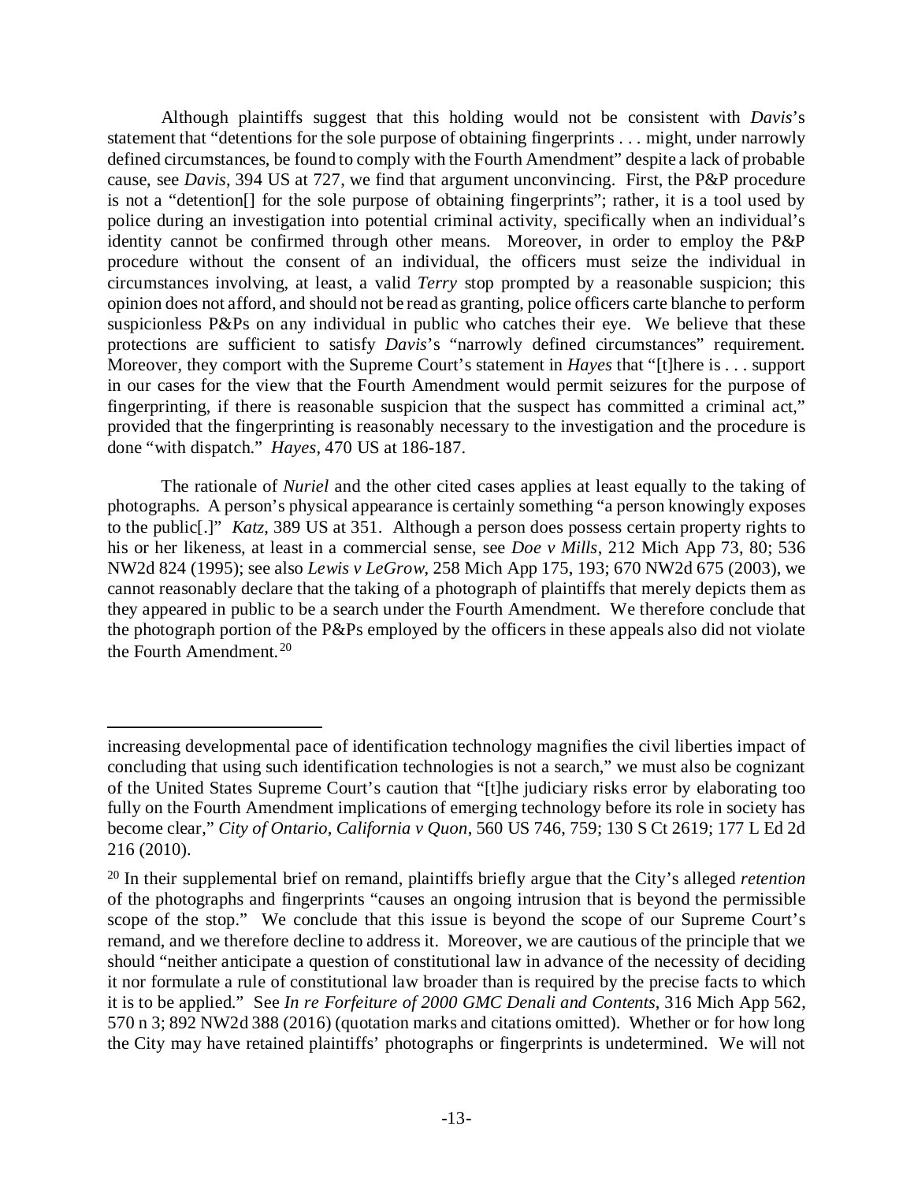Although plaintiffs suggest that this holding would not be consistent with *Davis*'s statement that "detentions for the sole purpose of obtaining fingerprints . . . might, under narrowly defined circumstances, be found to comply with the Fourth Amendment" despite a lack of probable cause, see *Davis*, 394 US at 727, we find that argument unconvincing. First, the P&P procedure is not a "detention[] for the sole purpose of obtaining fingerprints"; rather, it is a tool used by police during an investigation into potential criminal activity, specifically when an individual's identity cannot be confirmed through other means. Moreover, in order to employ the P&P procedure without the consent of an individual, the officers must seize the individual in circumstances involving, at least, a valid *Terry* stop prompted by a reasonable suspicion; this opinion does not afford, and should not be read as granting, police officers carte blanche to perform suspicionless P&Ps on any individual in public who catches their eye. We believe that these protections are sufficient to satisfy *Davis*'s "narrowly defined circumstances" requirement. Moreover, they comport with the Supreme Court's statement in *Hayes* that "[t]here is . . . support in our cases for the view that the Fourth Amendment would permit seizures for the purpose of fingerprinting, if there is reasonable suspicion that the suspect has committed a criminal act," provided that the fingerprinting is reasonably necessary to the investigation and the procedure is done "with dispatch." *Hayes*, 470 US at 186-187.

The rationale of *Nuriel* and the other cited cases applies at least equally to the taking of photographs. A person's physical appearance is certainly something "a person knowingly exposes to the public[.]" *Katz*, 389 US at 351. Although a person does possess certain property rights to his or her likeness, at least in a commercial sense, see *Doe v Mills*, 212 Mich App 73, 80; 536 NW2d 824 (1995); see also *Lewis v LeGrow*, 258 Mich App 175, 193; 670 NW2d 675 (2003), we cannot reasonably declare that the taking of a photograph of plaintiffs that merely depicts them as they appeared in public to be a search under the Fourth Amendment. We therefore conclude that the photograph portion of the P&Ps employed by the officers in these appeals also did not violate the Fourth Amendment.[20]

---

increasing developmental pace of identification technology magnifies the civil liberties impact of concluding that using such identification technologies is not a search," we must also be cognizant of the United States Supreme Court's caution that "[t]he judiciary risks error by elaborating too fully on the Fourth Amendment implications of emerging technology before its role in society has become clear," *City of Ontario, California v Quon*, 560 US 746, 759; 130 S Ct 2619; 177 L Ed 2d 216 (2010).

[20] In their supplemental brief on remand, plaintiffs briefly argue that the City's alleged *retention* of the photographs and fingerprints "causes an ongoing intrusion that is beyond the permissible scope of the stop." We conclude that this issue is beyond the scope of our Supreme Court's remand, and we therefore decline to address it. Moreover, we are cautious of the principle that we should "neither anticipate a question of constitutional law in advance of the necessity of deciding it nor formulate a rule of constitutional law broader than is required by the precise facts to which it is to be applied." See *In re Forfeiture of 2000 GMC Denali and Contents*, 316 Mich App 562, 570 n 3; 892 NW2d 388 (2016) (quotation marks and citations omitted). Whether or for how long the City may have retained plaintiffs' photographs or fingerprints is undetermined. We will not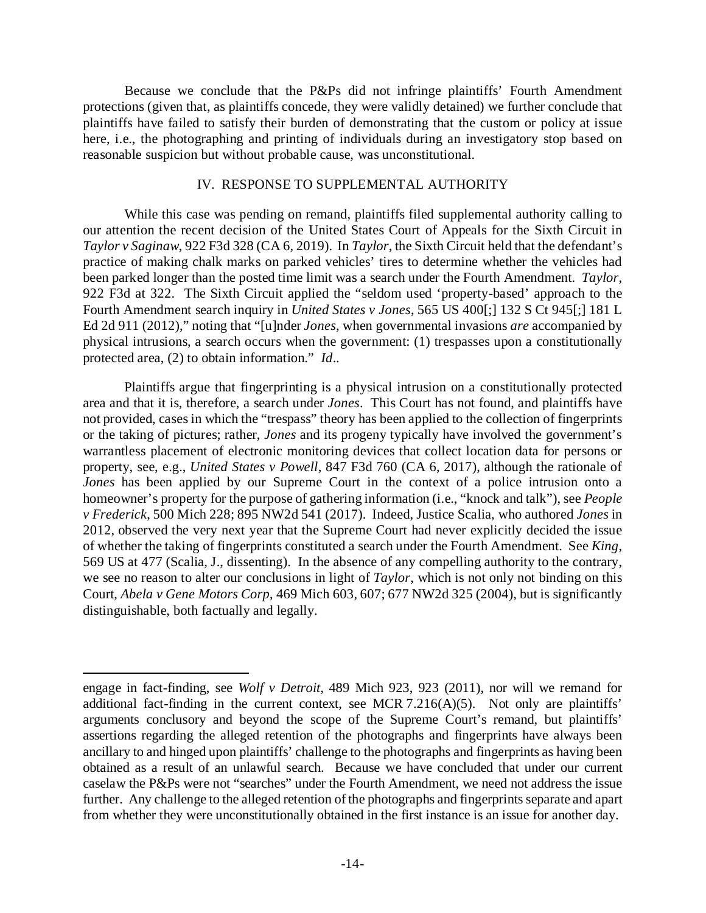Because we conclude that the P&Ps did not infringe plaintiffs' Fourth Amendment protections (given that, as plaintiffs concede, they were validly detained) we further conclude that plaintiffs have failed to satisfy their burden of demonstrating that the custom or policy at issue here, i.e., the photographing and printing of individuals during an investigatory stop based on reasonable suspicion but without probable cause, was unconstitutional.

## IV. RESPONSE TO SUPPLEMENTAL AUTHORITY

While this case was pending on remand, plaintiffs filed supplemental authority calling to our attention the recent decision of the United States Court of Appeals for the Sixth Circuit in *Taylor v Saginaw*, 922 F3d 328 (CA 6, 2019). In *Taylor*, the Sixth Circuit held that the defendant's practice of making chalk marks on parked vehicles' tires to determine whether the vehicles had been parked longer than the posted time limit was a search under the Fourth Amendment. *Taylor*, 922 F3d at 322. The Sixth Circuit applied the "seldom used 'property-based' approach to the Fourth Amendment search inquiry in *United States v Jones*, 565 US 400[;] 132 S Ct 945[;] 181 L Ed 2d 911 (2012)," noting that "[u]nder *Jones*, when governmental invasions *are* accompanied by physical intrusions, a search occurs when the government: (1) trespasses upon a constitutionally protected area, (2) to obtain information." *Id*..

Plaintiffs argue that fingerprinting is a physical intrusion on a constitutionally protected area and that it is, therefore, a search under *Jones*. This Court has not found, and plaintiffs have not provided, cases in which the "trespass" theory has been applied to the collection of fingerprints or the taking of pictures; rather, *Jones* and its progeny typically have involved the government's warrantless placement of electronic monitoring devices that collect location data for persons or property, see, e.g., *United States v Powell*, 847 F3d 760 (CA 6, 2017), although the rationale of *Jones* has been applied by our Supreme Court in the context of a police intrusion onto a homeowner's property for the purpose of gathering information (i.e., "knock and talk"), see *People v Frederick*, 500 Mich 228; 895 NW2d 541 (2017). Indeed, Justice Scalia, who authored *Jones* in 2012, observed the very next year that the Supreme Court had never explicitly decided the issue of whether the taking of fingerprints constituted a search under the Fourth Amendment. See *King*, 569 US at 477 (Scalia, J., dissenting). In the absence of any compelling authority to the contrary, we see no reason to alter our conclusions in light of *Taylor*, which is not only not binding on this Court, *Abela v Gene Motors Corp*, 469 Mich 603, 607; 677 NW2d 325 (2004), but is significantly distinguishable, both factually and legally.

---

engage in fact-finding, see *Wolf v Detroit*, 489 Mich 923, 923 (2011), nor will we remand for additional fact-finding in the current context, see MCR 7.216(A)(5). Not only are plaintiffs' arguments conclusory and beyond the scope of the Supreme Court's remand, but plaintiffs' assertions regarding the alleged retention of the photographs and fingerprints have always been ancillary to and hinged upon plaintiffs' challenge to the photographs and fingerprints as having been obtained as a result of an unlawful search. Because we have concluded that under our current caselaw the P&Ps were not "searches" under the Fourth Amendment, we need not address the issue further. Any challenge to the alleged retention of the photographs and fingerprints separate and apart from whether they were unconstitutionally obtained in the first instance is an issue for another day.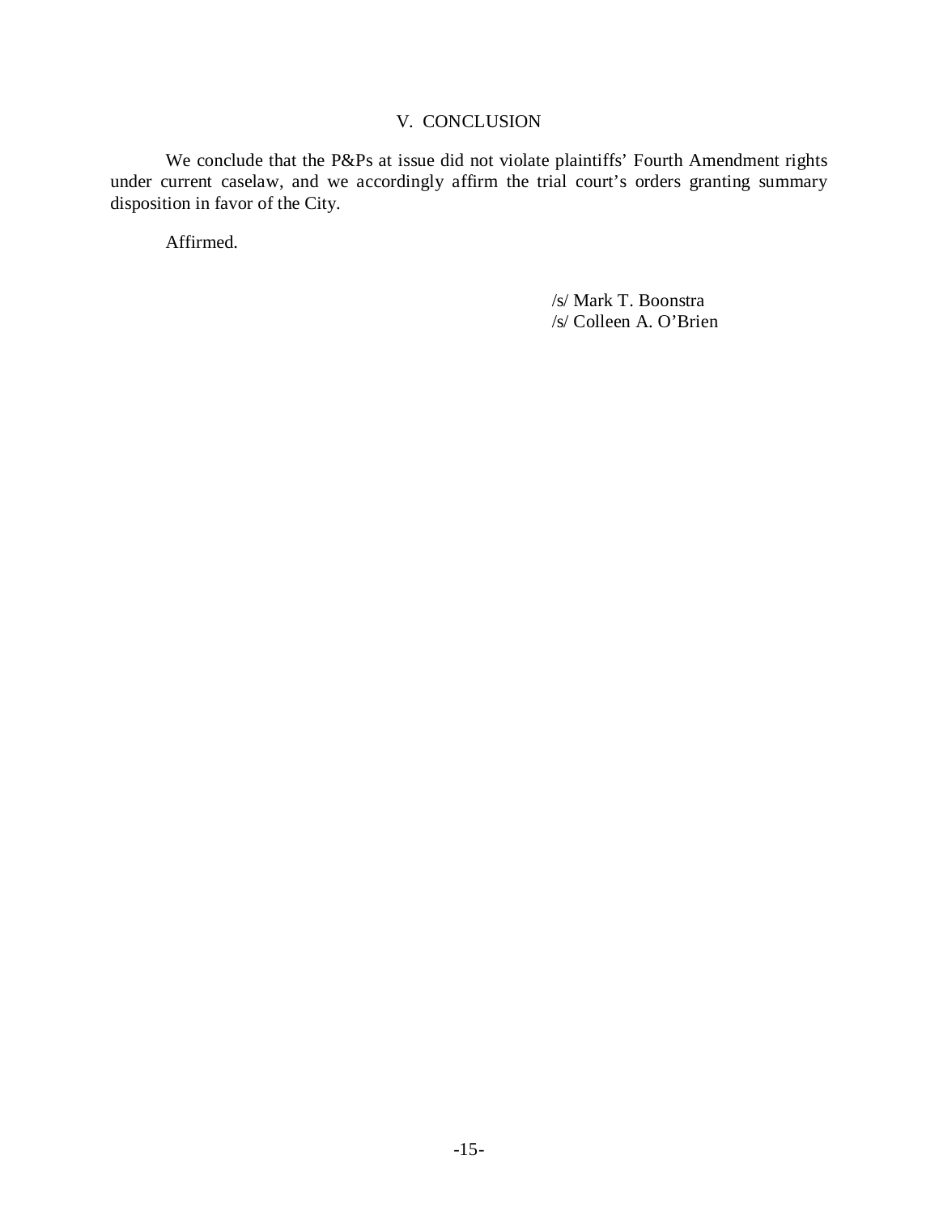## V. CONCLUSION

We conclude that the P&Ps at issue did not violate plaintiffs' Fourth Amendment rights under current caselaw, and we accordingly affirm the trial court's orders granting summary disposition in favor of the City.

Affirmed.

/s/ Mark T. Boonstra
/s/ Colleen A. O'Brien